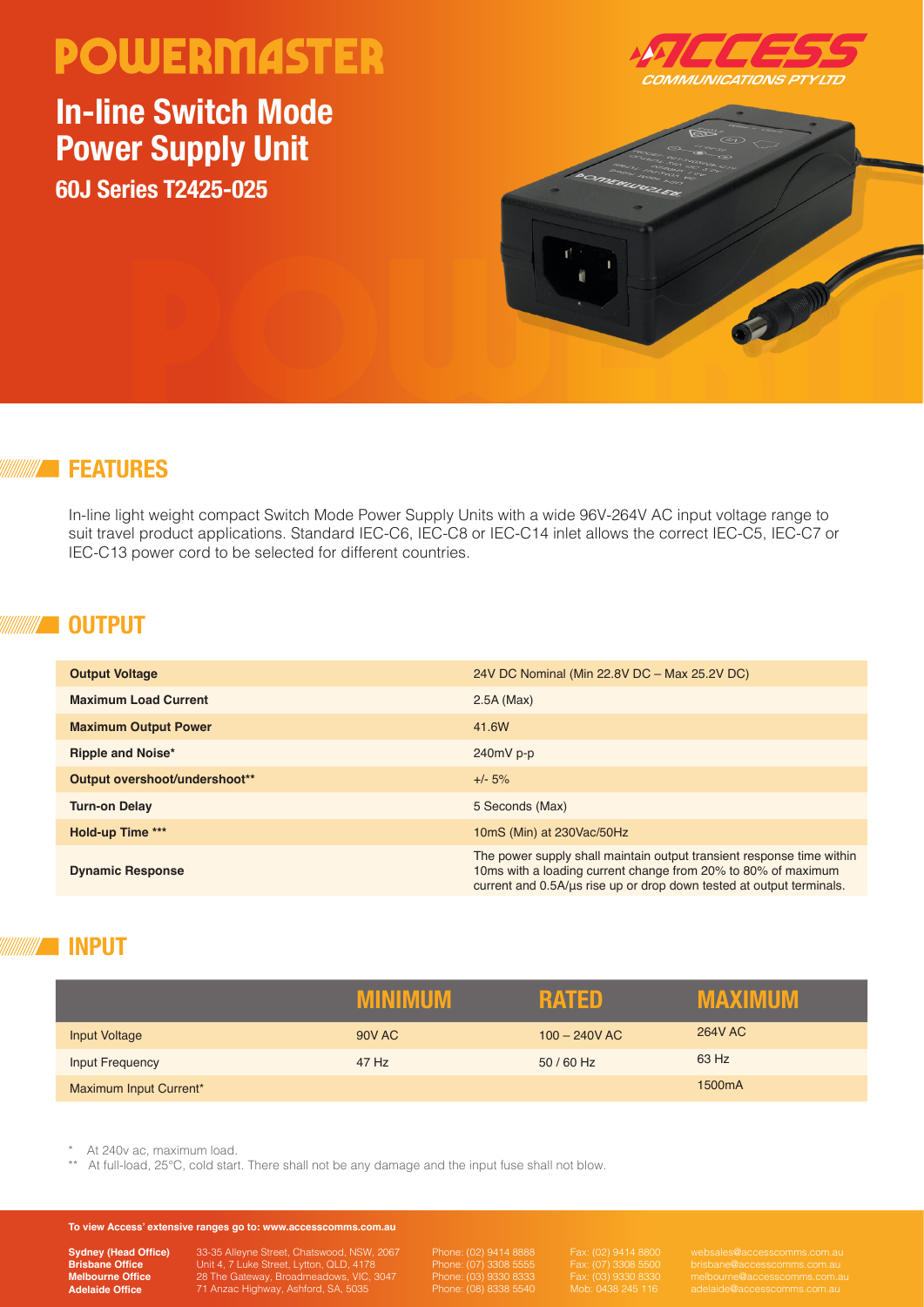# POWERMASTER

## In-line Switch Mode Power Supply Unit

### 60J Series T2425-025

ACCESS COMMUNICATIONS PTY LTD

## FEATURES

In-line light weight compact Switch Mode Power Supply Units with a wide 96V-264V AC input voltage range to suit travel product applications. Standard IEC-C6, IEC-C8 or IEC-C14 inlet allows the correct IEC-C5, IEC-C7 or IEC-C13 power cord to be selected for different countries.

## OUTPUT

| | |
|---|---|
| **Output Voltage** | 24V DC Nominal (Min 22.8V DC – Max 25.2V DC) |
| **Maximum Load Current** | 2.5A (Max) |
| **Maximum Output Power** | 41.6W |
| **Ripple and Noise*** | 240mV p-p |
| **Output overshoot/undershoot**** | +/- 5% |
| **Turn-on Delay** | 5 Seconds (Max) |
| **Hold-up Time ***** | 10mS (Min) at 230Vac/50Hz |
| **Dynamic Response** | The power supply shall maintain output transient response time within 10ms with a loading current change from 20% to 80% of maximum current and 0.5A/µs rise up or drop down tested at output terminals. |

## INPUT

| | MINIMUM | RATED | MAXIMUM |
|---|---|---|---|
| Input Voltage | 90V AC | 100 – 240V AC | 264V AC |
| Input Frequency | 47 Hz | 50 / 60 Hz | 63 Hz |
| Maximum Input Current* | | | 1500mA |

\* At 240v ac, maximum load.

** At full-load, 25°C, cold start. There shall not be any damage and the input fuse shall not blow.

**To view Access' extensive ranges go to: www.accesscomms.com.au**

| | | | | |
|---|---|---|---|---|
| **Sydney (Head Office)** | 33-35 Alleyne Street, Chatswood, NSW, 2067 | Phone: (02) 9414 8888 | Fax: (02) 9414 8800 | websales@accesscomms.com.au |
| **Brisbane Office** | Unit 4, 7 Luke Street, Lytton, QLD, 4178 | Phone: (07) 3308 5555 | Fax: (07) 3308 5500 | brisbane@accesscomms.com.au |
| **Melbourne Office** | 28 The Gateway, Broadmeadows, VIC, 3047 | Phone: (03) 9330 8333 | Fax: (03) 9330 8330 | melbourne@accesscomms.com.au |
| **Adelaide Office** | 71 Anzac Highway, Ashford, SA, 5035 | Phone: (08) 8338 5540 | Mob: 0438 245 116 | adelaide@accesscomms.com.au |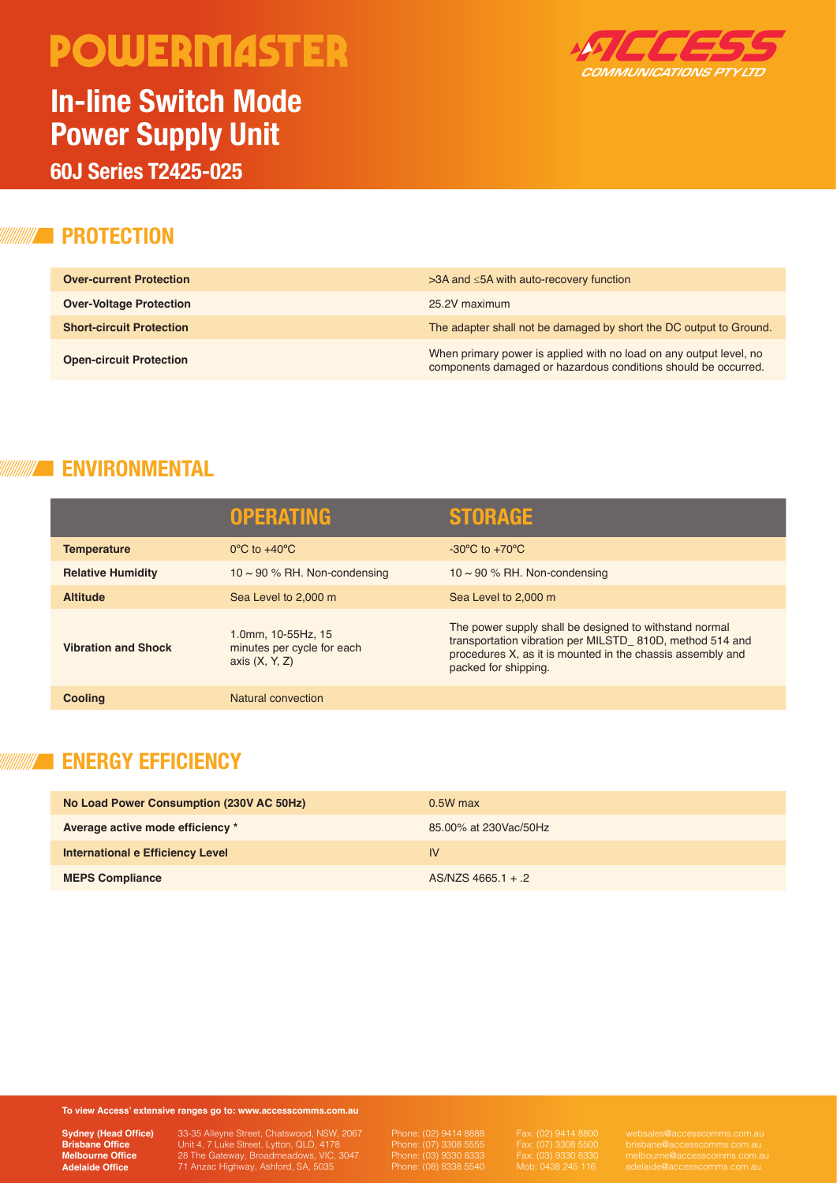# POWERMASTER

## In-line Switch Mode Power Supply Unit

### 60J Series T2425-025

ACCESS COMMUNICATIONS PTY LTD

## PROTECTION

| | |
|---|---|
| **Over-current Protection** | >3A and ≤5A with auto-recovery function |
| **Over-Voltage Protection** | 25.2V maximum |
| **Short-circuit Protection** | The adapter shall not be damaged by short the DC output to Ground. |
| **Open-circuit Protection** | When primary power is applied with no load on any output level, no components damaged or hazardous conditions should be occurred. |

## ENVIRONMENTAL

| | OPERATING | STORAGE |
|---|---|---|
| **Temperature** | 0°C to +40°C | -30°C to +70°C |
| **Relative Humidity** | 10 ~ 90 % RH. Non-condensing | 10 ~ 90 % RH. Non-condensing |
| **Altitude** | Sea Level to 2,000 m | Sea Level to 2,000 m |
| **Vibration and Shock** | 1.0mm, 10-55Hz, 15 minutes per cycle for each axis (X, Y, Z) | The power supply shall be designed to withstand normal transportation vibration per MILSTD_ 810D, method 514 and procedures X, as it is mounted in the chassis assembly and packed for shipping. |
| **Cooling** | Natural convection | |

## ENERGY EFFICIENCY

| | |
|---|---|
| **No Load Power Consumption (230V AC 50Hz)** | 0.5W max |
| **Average active mode efficiency *** | 85.00% at 230Vac/50Hz |
| **International e Efficiency Level** | IV |
| **MEPS Compliance** | AS/NZS 4665.1 + .2 |

**To view Access' extensive ranges go to: www.accesscomms.com.au**

| | | | | |
|---|---|---|---|---|
| **Sydney (Head Office)** | 33-35 Alleyne Street, Chatswood, NSW, 2067 | Phone: (02) 9414 8888 | Fax: (02) 9414 8800 | websales@accesscomms.com.au |
| **Brisbane Office** | Unit 4, 7 Luke Street, Lytton, QLD, 4178 | Phone: (07) 3308 5555 | Fax: (07) 3308 5500 | brisbane@accesscomms.com.au |
| **Melbourne Office** | 28 The Gateway, Broadmeadows, VIC, 3047 | Phone: (03) 9330 8333 | Fax: (03) 9330 8330 | melbourne@accesscomms.com.au |
| **Adelaide Office** | 71 Anzac Highway, Ashford, SA, 5035 | Phone: (08) 8338 5540 | Mob: 0438 245 116 | adelaide@accesscomms.com.au |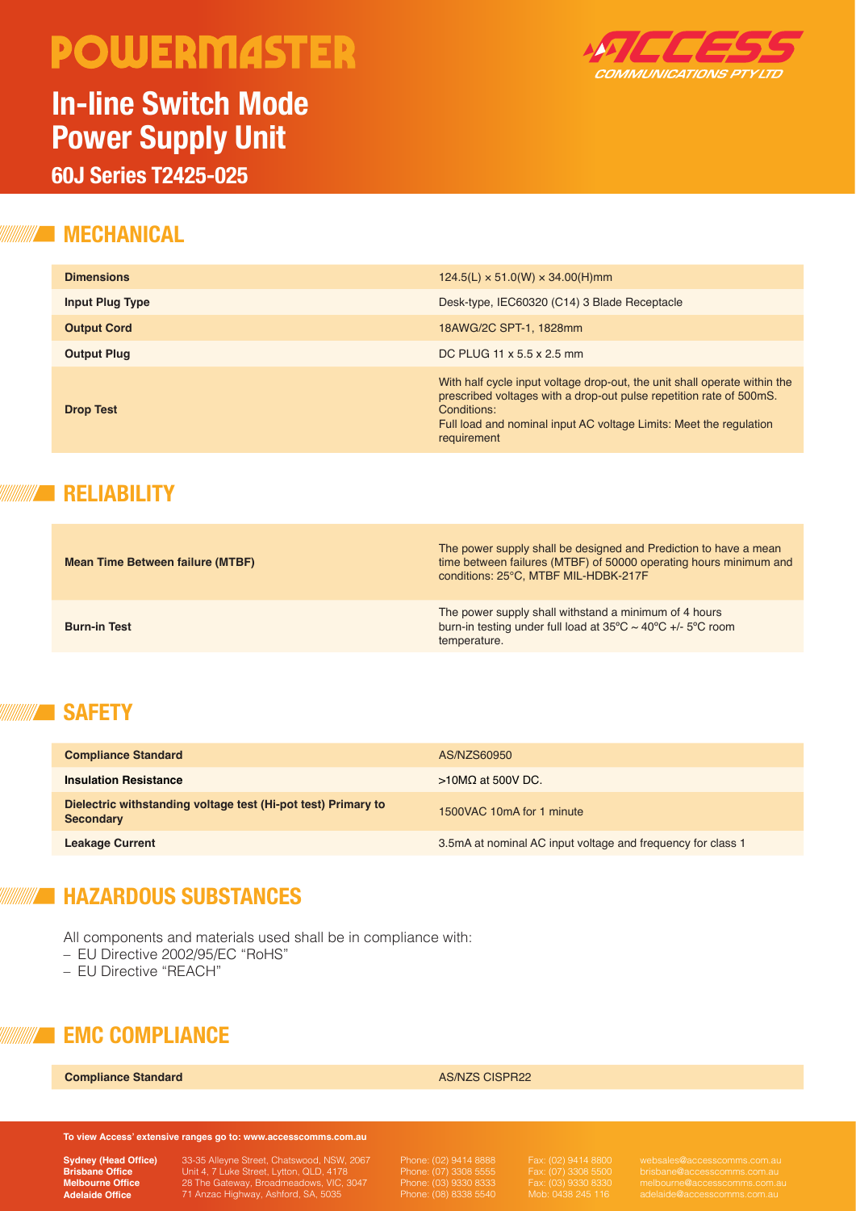# POWERMASTER

ACCESS COMMUNICATIONS PTY LTD

## In-line Switch Mode Power Supply Unit

### 60J Series T2425-025

## MECHANICAL

| | |
|---|---|
| **Dimensions** | 124.5(L) × 51.0(W) × 34.00(H)mm |
| **Input Plug Type** | Desk-type, IEC60320 (C14) 3 Blade Receptacle |
| **Output Cord** | 18AWG/2C SPT-1, 1828mm |
| **Output Plug** | DC PLUG 11 x 5.5 x 2.5 mm |
| **Drop Test** | With half cycle input voltage drop-out, the unit shall operate within the prescribed voltages with a drop-out pulse repetition rate of 500mS. Conditions: Full load and nominal input AC voltage Limits: Meet the regulation requirement |

## RELIABILITY

| | |
|---|---|
| **Mean Time Between failure (MTBF)** | The power supply shall be designed and Prediction to have a mean time between failures (MTBF) of 50000 operating hours minimum and conditions: 25°C, MTBF MIL-HDBK-217F |
| **Burn-in Test** | The power supply shall withstand a minimum of 4 hours burn-in testing under full load at 35°C ~ 40°C +/- 5°C room temperature. |

## SAFETY

| | |
|---|---|
| **Compliance Standard** | AS/NZS60950 |
| **Insulation Resistance** | >10MΩ at 500V DC. |
| **Dielectric withstanding voltage test (Hi-pot test) Primary to Secondary** | 1500VAC 10mA for 1 minute |
| **Leakage Current** | 3.5mA at nominal AC input voltage and frequency for class 1 |

## HAZARDOUS SUBSTANCES

All components and materials used shall be in compliance with:

- EU Directive 2002/95/EC "RoHS"
- EU Directive "REACH"

## EMC COMPLIANCE

| | |
|---|---|
| **Compliance Standard** | AS/NZS CISPR22 |

**To view Access' extensive ranges go to: www.accesscomms.com.au**

| | | | | |
|---|---|---|---|---|
| **Sydney (Head Office)** | 33-35 Alleyne Street, Chatswood, NSW, 2067 | Phone: (02) 9414 8888 | Fax: (02) 9414 8800 | websales@accesscomms.com.au |
| **Brisbane Office** | Unit 4, 7 Luke Street, Lytton, QLD, 4178 | Phone: (07) 3308 5555 | Fax: (07) 3308 5500 | brisbane@accesscomms.com.au |
| **Melbourne Office** | 28 The Gateway, Broadmeadows, VIC, 3047 | Phone: (03) 9330 8333 | Fax: (03) 9330 8330 | melbourne@accesscomms.com.au |
| **Adelaide Office** | 71 Anzac Highway, Ashford, SA, 5035 | Phone: (08) 8338 5540 | Mob: 0438 245 116 | adelaide@accesscomms.com.au |